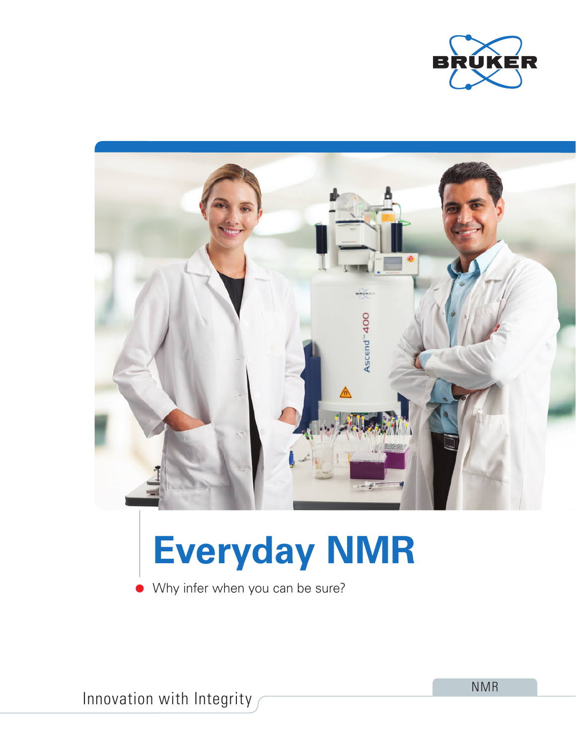BRUKER

# Everyday NMR

Why infer when you can be sure?

Innovation with Integrity

NMR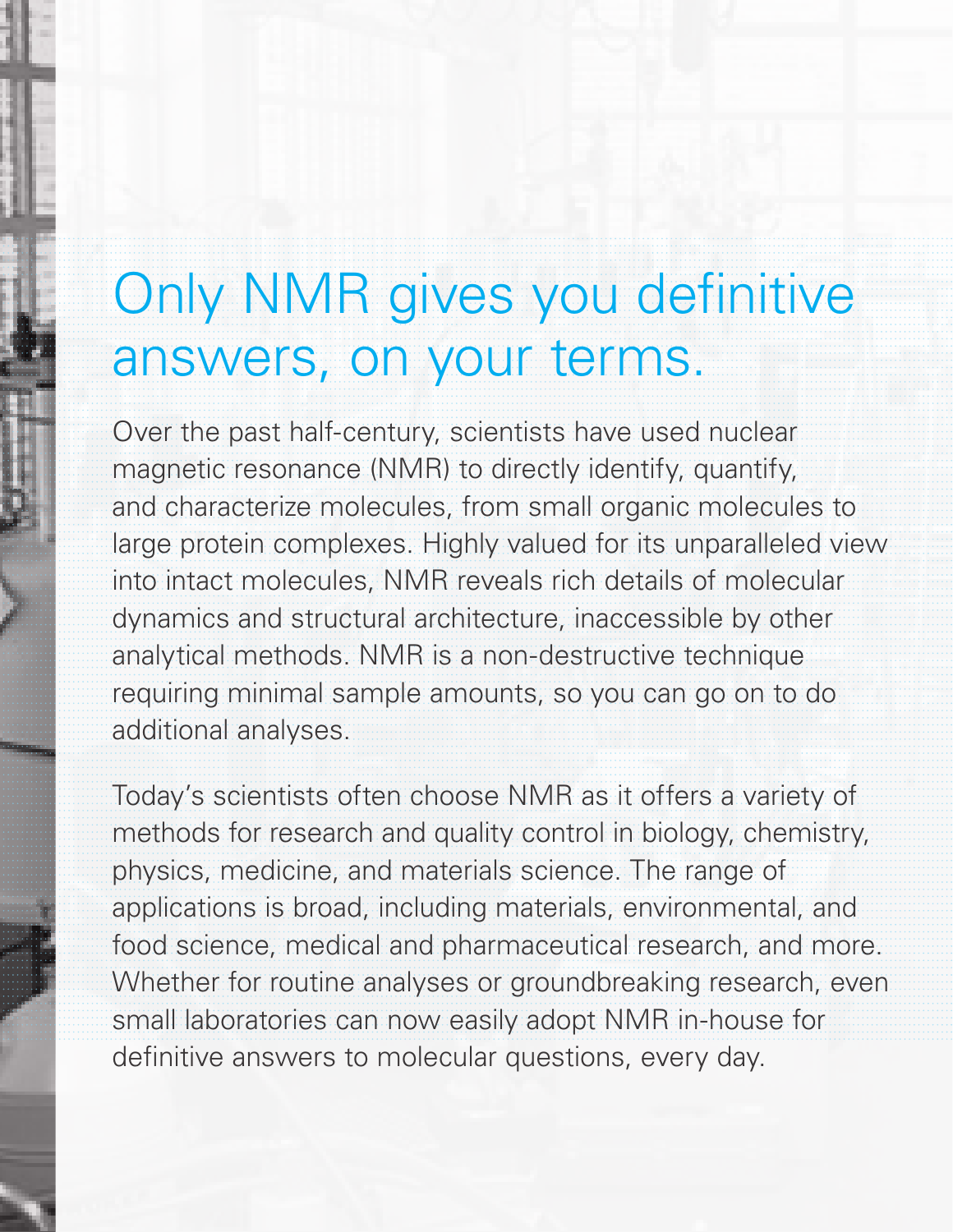# Only NMR gives you definitive answers, on your terms.

Over the past half-century, scientists have used nuclear magnetic resonance (NMR) to directly identify, quantify, and characterize molecules, from small organic molecules to large protein complexes. Highly valued for its unparalleled view into intact molecules, NMR reveals rich details of molecular dynamics and structural architecture, inaccessible by other analytical methods. NMR is a non-destructive technique requiring minimal sample amounts, so you can go on to do additional analyses.

Today's scientists often choose NMR as it offers a variety of methods for research and quality control in biology, chemistry, physics, medicine, and materials science. The range of applications is broad, including materials, environmental, and food science, medical and pharmaceutical research, and more. Whether for routine analyses or groundbreaking research, even small laboratories can now easily adopt NMR in-house for definitive answers to molecular questions, every day.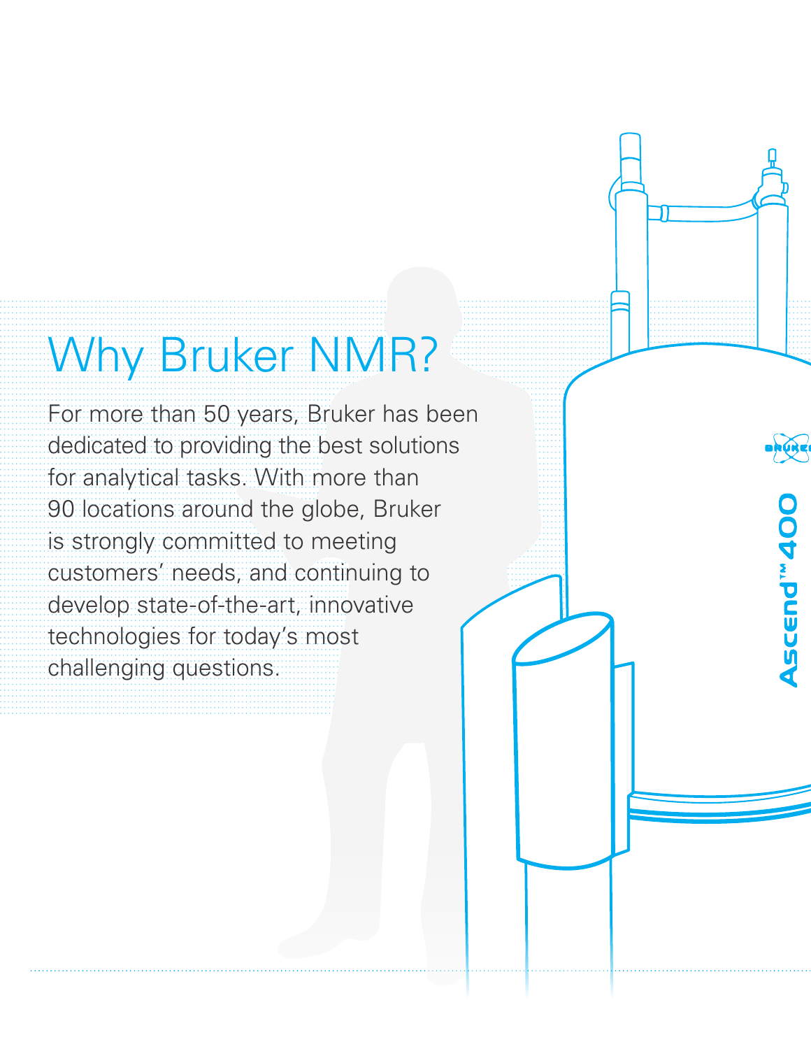# Why Bruker NMR?

For more than 50 years, Bruker has been dedicated to providing the best solutions for analytical tasks. With more than 90 locations around the globe, Bruker is strongly committed to meeting customers' needs, and continuing to develop state-of-the-art, innovative technologies for today's most challenging questions.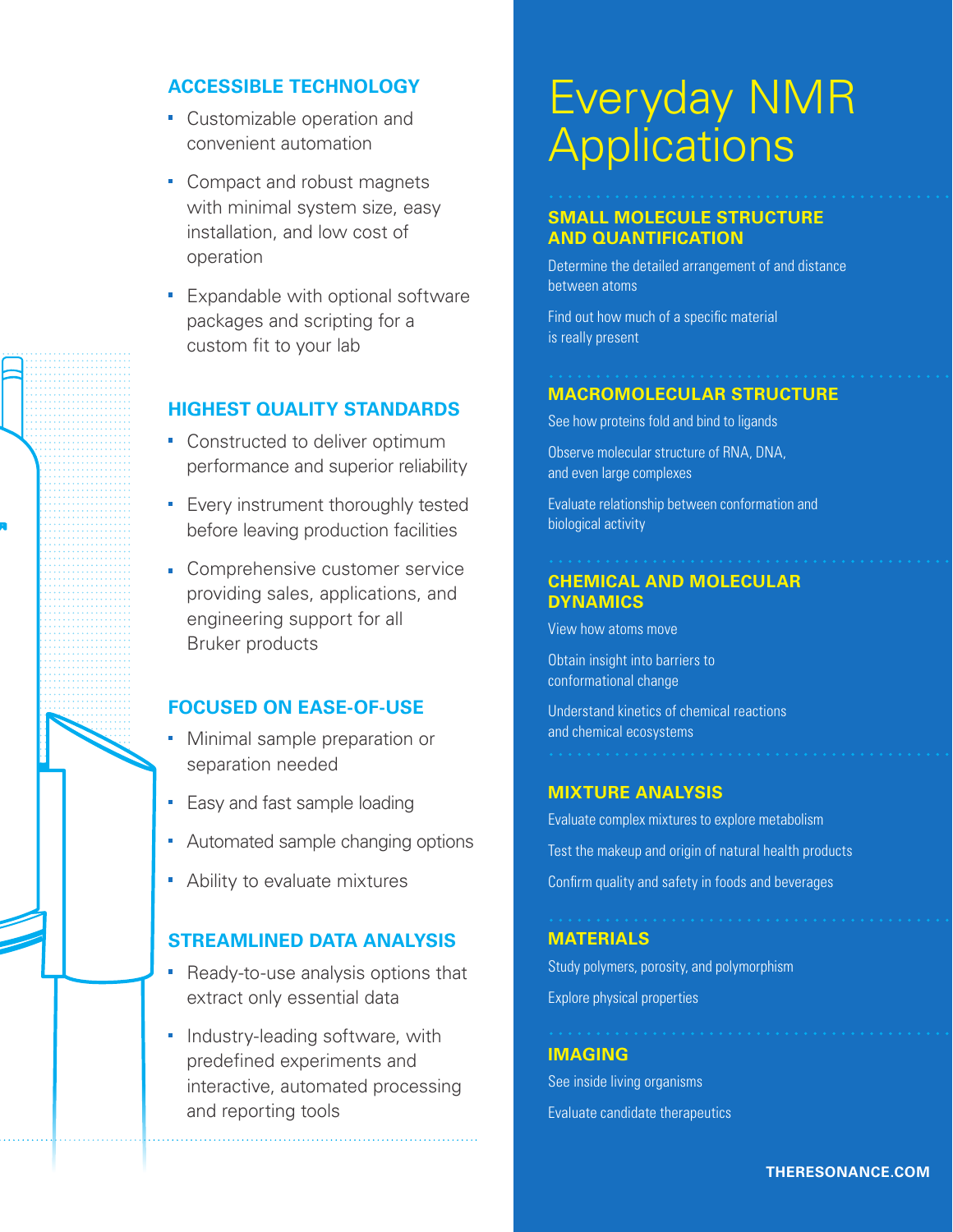## ACCESSIBLE TECHNOLOGY

- Customizable operation and convenient automation
- Compact and robust magnets with minimal system size, easy installation, and low cost of operation
- Expandable with optional software packages and scripting for a custom fit to your lab

## HIGHEST QUALITY STANDARDS

- Constructed to deliver optimum performance and superior reliability
- Every instrument thoroughly tested before leaving production facilities
- Comprehensive customer service providing sales, applications, and engineering support for all Bruker products

## FOCUSED ON EASE-OF-USE

- Minimal sample preparation or separation needed
- Easy and fast sample loading
- Automated sample changing options
- Ability to evaluate mixtures

## STREAMLINED DATA ANALYSIS

- Ready-to-use analysis options that extract only essential data
- Industry-leading software, with predefined experiments and interactive, automated processing and reporting tools

# Everyday NMR Applications

## SMALL MOLECULE STRUCTURE AND QUANTIFICATION

Determine the detailed arrangement of and distance between atoms

Find out how much of a specific material is really present

## MACROMOLECULAR STRUCTURE

See how proteins fold and bind to ligands

Observe molecular structure of RNA, DNA, and even large complexes

Evaluate relationship between conformation and biological activity

## CHEMICAL AND MOLECULAR DYNAMICS

View how atoms move

Obtain insight into barriers to conformational change

Understand kinetics of chemical reactions and chemical ecosystems

## MIXTURE ANALYSIS

Evaluate complex mixtures to explore metabolism

Test the makeup and origin of natural health products

Confirm quality and safety in foods and beverages

## MATERIALS

Study polymers, porosity, and polymorphism

Explore physical properties

## IMAGING

See inside living organisms

Evaluate candidate therapeutics

THERESONANCE.COM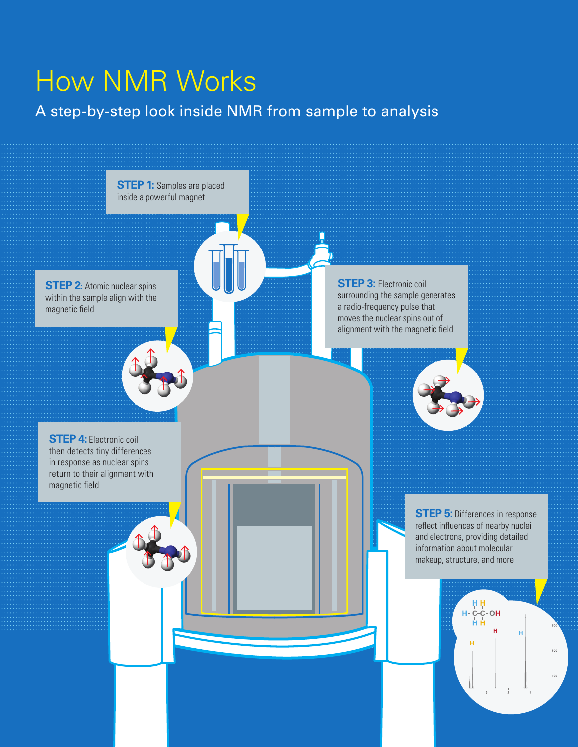# How NMR Works

A step-by-step look inside NMR from sample to analysis

**STEP 1:** Samples are placed inside a powerful magnet

**STEP 2**: Atomic nuclear spins within the sample align with the magnetic field

**STEP 3:** Electronic coil surrounding the sample generates a radio-frequency pulse that moves the nuclear spins out of alignment with the magnetic field

**STEP 4:** Electronic coil then detects tiny differences in response as nuclear spins return to their alignment with magnetic field

**STEP 5:** Differences in response reflect influences of nearby nuclei and electrons, providing detailed information about molecular makeup, structure, and more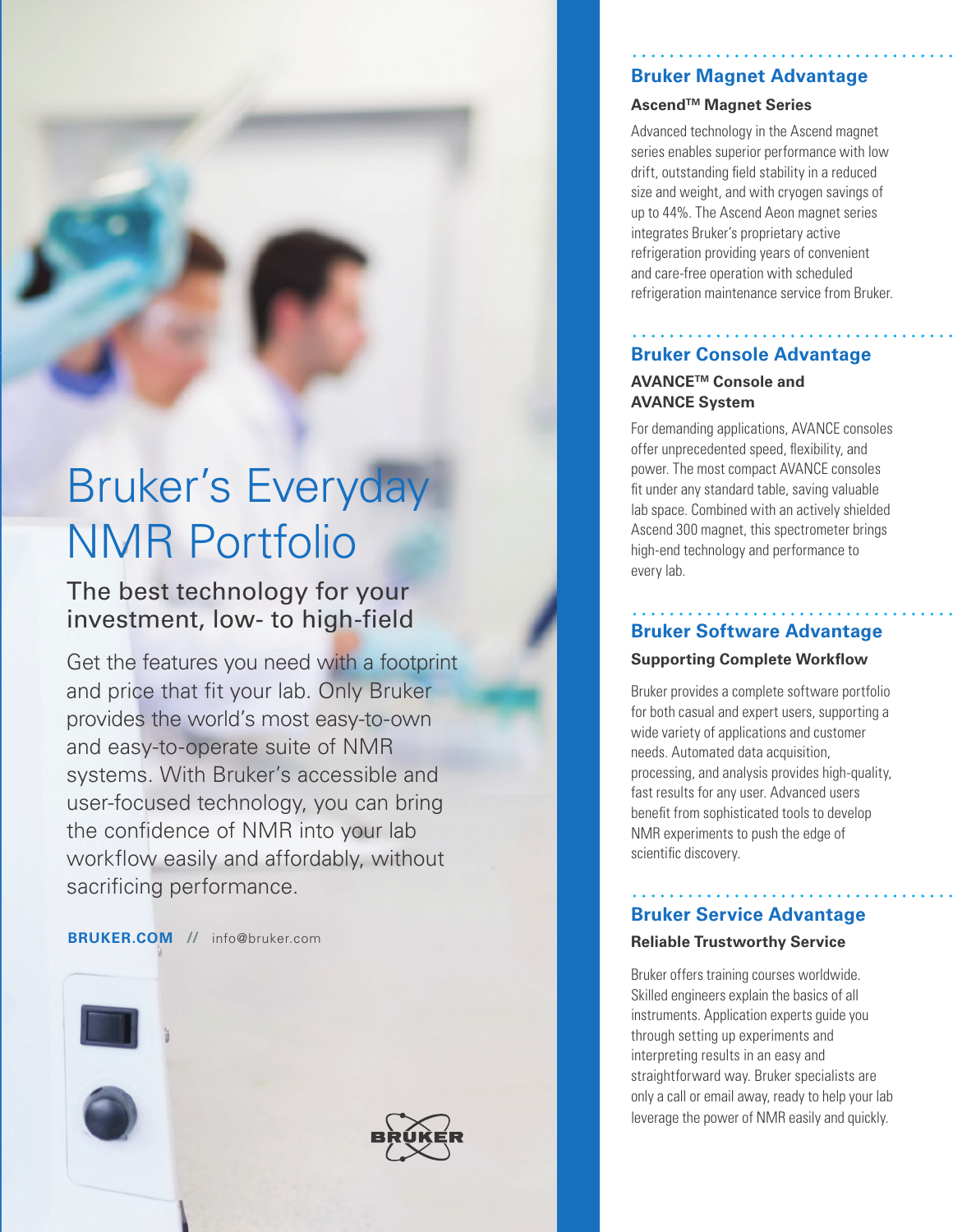# Bruker's Everyday NMR Portfolio

## The best technology for your investment, low- to high-field

Get the features you need with a footprint and price that fit your lab. Only Bruker provides the world's most easy-to-own and easy-to-operate suite of NMR systems. With Bruker's accessible and user-focused technology, you can bring the confidence of NMR into your lab workflow easily and affordably, without sacrificing performance.

**BRUKER.COM** // info@bruker.com

## Bruker Magnet Advantage

**Ascend™ Magnet Series**

Advanced technology in the Ascend magnet series enables superior performance with low drift, outstanding field stability in a reduced size and weight, and with cryogen savings of up to 44%. The Ascend Aeon magnet series integrates Bruker's proprietary active refrigeration providing years of convenient and care-free operation with scheduled refrigeration maintenance service from Bruker.

## Bruker Console Advantage

**AVANCE™ Console and AVANCE System**

For demanding applications, AVANCE consoles offer unprecedented speed, flexibility, and power. The most compact AVANCE consoles fit under any standard table, saving valuable lab space. Combined with an actively shielded Ascend 300 magnet, this spectrometer brings high-end technology and performance to every lab.

## Bruker Software Advantage

**Supporting Complete Workflow**

Bruker provides a complete software portfolio for both casual and expert users, supporting a wide variety of applications and customer needs. Automated data acquisition, processing, and analysis provides high-quality, fast results for any user. Advanced users benefit from sophisticated tools to develop NMR experiments to push the edge of scientific discovery.

## Bruker Service Advantage

**Reliable Trustworthy Service**

Bruker offers training courses worldwide. Skilled engineers explain the basics of all instruments. Application experts guide you through setting up experiments and interpreting results in an easy and straightforward way. Bruker specialists are only a call or email away, ready to help your lab leverage the power of NMR easily and quickly.